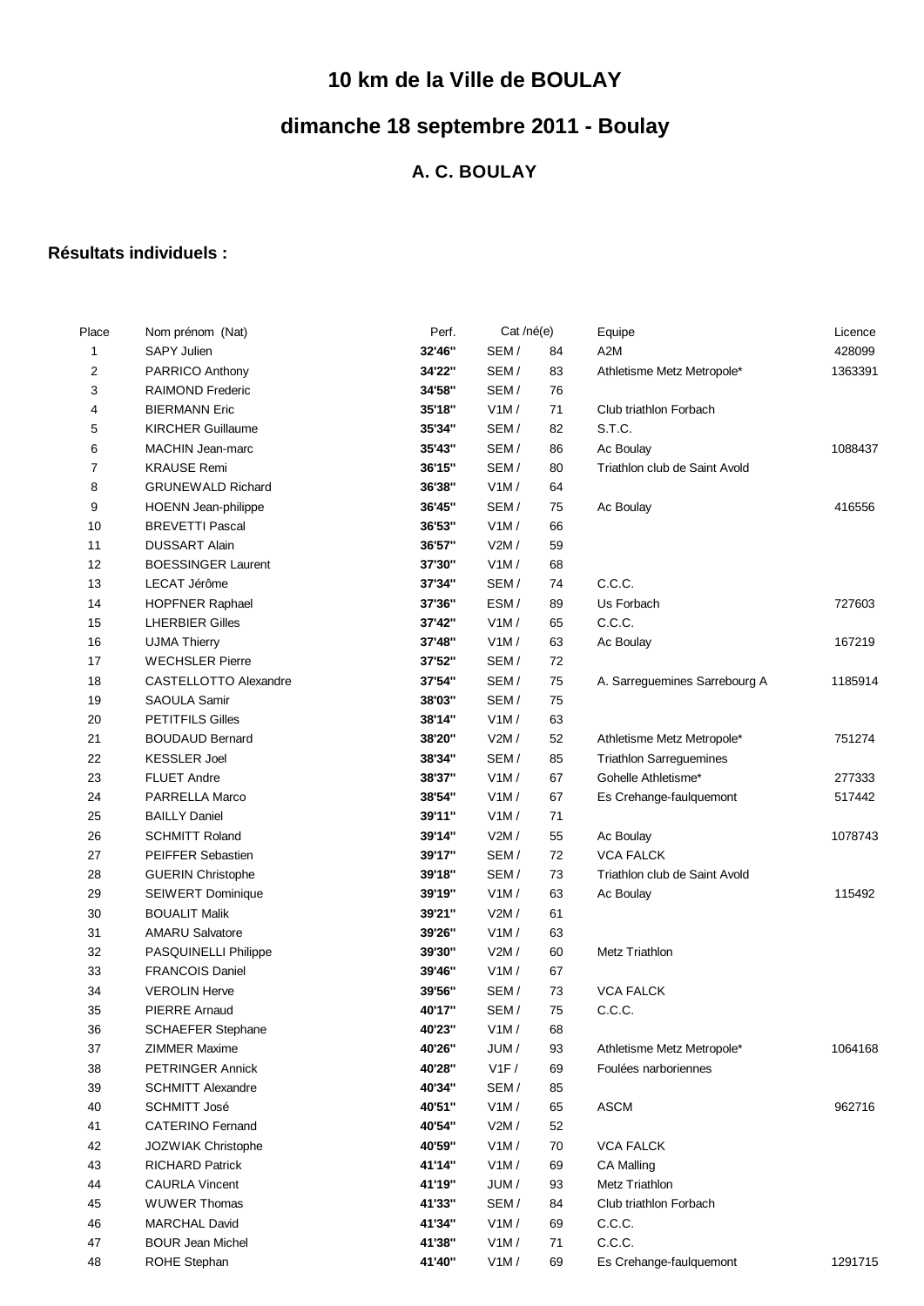# 10 km de la Ville de BOULAY

## dimanche 18 septembre 2011 - Boulay

### A. C. BOULAY

**Résultats individuels :**

| Place | Nom prénom (Nat) | Perf. | Cat /né(e) | | Equipe | Licence |
|---|---|---|---|---|---|---|
| 1 | SAPY Julien | **32'46''** | SEM / | 84 | A2M | 428099 |
| 2 | PARRICO Anthony | **34'22''** | SEM / | 83 | Athletisme Metz Metropole* | 1363391 |
| 3 | RAIMOND Frederic | **34'58''** | SEM / | 76 | | |
| 4 | BIERMANN Eric | **35'18''** | V1M / | 71 | Club triathlon Forbach | |
| 5 | KIRCHER Guillaume | **35'34''** | SEM / | 82 | S.T.C. | |
| 6 | MACHIN Jean-marc | **35'43''** | SEM / | 86 | Ac Boulay | 1088437 |
| 7 | KRAUSE Remi | **36'15''** | SEM / | 80 | Triathlon club de Saint Avold | |
| 8 | GRUNEWALD Richard | **36'38''** | V1M / | 64 | | |
| 9 | HOENN Jean-philippe | **36'45''** | SEM / | 75 | Ac Boulay | 416556 |
| 10 | BREVETTI Pascal | **36'53''** | V1M / | 66 | | |
| 11 | DUSSART Alain | **36'57''** | V2M / | 59 | | |
| 12 | BOESSINGER Laurent | **37'30''** | V1M / | 68 | | |
| 13 | LECAT Jérôme | **37'34''** | SEM / | 74 | C.C.C. | |
| 14 | HOPFNER Raphael | **37'36''** | ESM / | 89 | Us Forbach | 727603 |
| 15 | LHERBIER Gilles | **37'42''** | V1M / | 65 | C.C.C. | |
| 16 | UJMA Thierry | **37'48''** | V1M / | 63 | Ac Boulay | 167219 |
| 17 | WECHSLER Pierre | **37'52''** | SEM / | 72 | | |
| 18 | CASTELLOTTO Alexandre | **37'54''** | SEM / | 75 | A. Sarreguemines Sarrebourg A | 1185914 |
| 19 | SAOULA Samir | **38'03''** | SEM / | 75 | | |
| 20 | PETITFILS Gilles | **38'14''** | V1M / | 63 | | |
| 21 | BOUDAUD Bernard | **38'20''** | V2M / | 52 | Athletisme Metz Metropole* | 751274 |
| 22 | KESSLER Joel | **38'34''** | SEM / | 85 | Triathlon Sarreguemines | |
| 23 | FLUET Andre | **38'37''** | V1M / | 67 | Gohelle Athletisme* | 277333 |
| 24 | PARRELLA Marco | **38'54''** | V1M / | 67 | Es Crehange-faulquemont | 517442 |
| 25 | BAILLY Daniel | **39'11''** | V1M / | 71 | | |
| 26 | SCHMITT Roland | **39'14''** | V2M / | 55 | Ac Boulay | 1078743 |
| 27 | PEIFFER Sebastien | **39'17''** | SEM / | 72 | VCA FALCK | |
| 28 | GUERIN Christophe | **39'18''** | SEM / | 73 | Triathlon club de Saint Avold | |
| 29 | SEIWERT Dominique | **39'19''** | V1M / | 63 | Ac Boulay | 115492 |
| 30 | BOUALIT Malik | **39'21''** | V2M / | 61 | | |
| 31 | AMARU Salvatore | **39'26''** | V1M / | 63 | | |
| 32 | PASQUINELLI Philippe | **39'30''** | V2M / | 60 | Metz Triathlon | |
| 33 | FRANCOIS Daniel | **39'46''** | V1M / | 67 | | |
| 34 | VEROLIN Herve | **39'56''** | SEM / | 73 | VCA FALCK | |
| 35 | PIERRE Arnaud | **40'17''** | SEM / | 75 | C.C.C. | |
| 36 | SCHAEFER Stephane | **40'23''** | V1M / | 68 | | |
| 37 | ZIMMER Maxime | **40'26''** | JUM / | 93 | Athletisme Metz Metropole* | 1064168 |
| 38 | PETRINGER Annick | **40'28''** | V1F / | 69 | Foulées narboriennes | |
| 39 | SCHMITT Alexandre | **40'34''** | SEM / | 85 | | |
| 40 | SCHMITT José | **40'51''** | V1M / | 65 | ASCM | 962716 |
| 41 | CATERINO Fernand | **40'54''** | V2M / | 52 | | |
| 42 | JOZWIAK Christophe | **40'59''** | V1M / | 70 | VCA FALCK | |
| 43 | RICHARD Patrick | **41'14''** | V1M / | 69 | CA Malling | |
| 44 | CAURLA Vincent | **41'19''** | JUM / | 93 | Metz Triathlon | |
| 45 | WUWER Thomas | **41'33''** | SEM / | 84 | Club triathlon Forbach | |
| 46 | MARCHAL David | **41'34''** | V1M / | 69 | C.C.C. | |
| 47 | BOUR Jean Michel | **41'38''** | V1M / | 71 | C.C.C. | |
| 48 | ROHE Stephan | **41'40''** | V1M / | 69 | Es Crehange-faulquemont | 1291715 |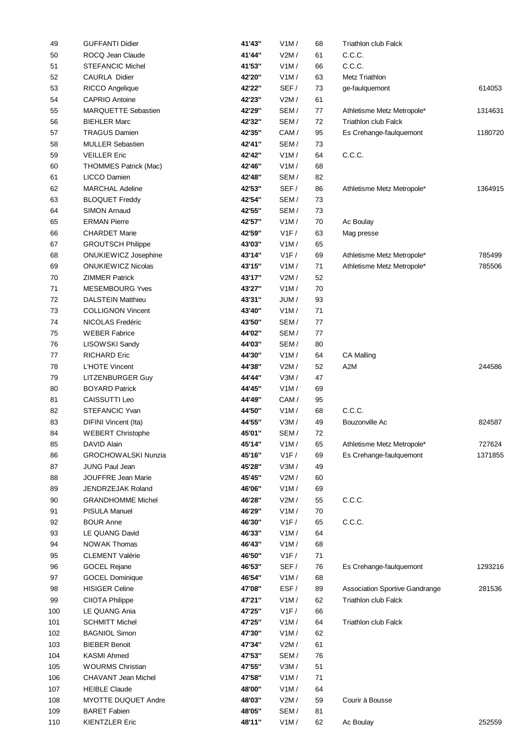| | | | | | | |
|---|---|---|---|---|---|---|
| 49 | GUFFANTI Didier | **41'43"** | V1M / | 68 | Triathlon club Falck | |
| 50 | ROCQ Jean Claude | **41'44"** | V2M / | 61 | C.C.C. | |
| 51 | STEFANCIC Michel | **41'53"** | V1M / | 66 | C.C.C. | |
| 52 | CAURLA Didier | **42'20"** | V1M / | 63 | Metz Triathlon | |
| 53 | RICCO Angelique | **42'22"** | SEF / | 73 | ge-faulquemont | 614053 |
| 54 | CAPRIO Antoine | **42'23"** | V2M / | 61 | | |
| 55 | MARQUETTE Sebastien | **42'29"** | SEM / | 77 | Athletisme Metz Metropole* | 1314631 |
| 56 | BIEHLER Marc | **42'32"** | SEM / | 72 | Triathlon club Falck | |
| 57 | TRAGUS Damien | **42'35"** | CAM / | 95 | Es Crehange-faulquemont | 1180720 |
| 58 | MULLER Sebastien | **42'41"** | SEM / | 73 | | |
| 59 | VEILLER Eric | **42'42"** | V1M / | 64 | C.C.C. | |
| 60 | THOMMES Patrick (Mac) | **42'46"** | V1M / | 68 | | |
| 61 | LICCO Damien | **42'48"** | SEM / | 82 | | |
| 62 | MARCHAL Adeline | **42'53"** | SEF / | 86 | Athletisme Metz Metropole* | 1364915 |
| 63 | BLOQUET Freddy | **42'54"** | SEM / | 73 | | |
| 64 | SIMON Arnaud | **42'55"** | SEM / | 73 | | |
| 65 | ERMAN Pierre | **42'57"** | V1M / | 70 | Ac Boulay | |
| 66 | CHARDET Marie | **42'59"** | V1F / | 63 | Mag presse | |
| 67 | GROUTSCH Philippe | **43'03"** | V1M / | 65 | | |
| 68 | ONUKIEWICZ Josephine | **43'14"** | V1F / | 69 | Athletisme Metz Metropole* | 785499 |
| 69 | ONUKIEWICZ Nicolas | **43'15"** | V1M / | 71 | Athletisme Metz Metropole* | 785506 |
| 70 | ZIMMER Patrick | **43'17"** | V2M / | 52 | | |
| 71 | MESEMBOURG Yves | **43'27"** | V1M / | 70 | | |
| 72 | DALSTEIN Matthieu | **43'31"** | JUM / | 93 | | |
| 73 | COLLIGNON Vincent | **43'40"** | V1M / | 71 | | |
| 74 | NICOLAS Fredéric | **43'50"** | SEM / | 77 | | |
| 75 | WEBER Fabrice | **44'02"** | SEM / | 77 | | |
| 76 | LISOWSKI Sandy | **44'03"** | SEM / | 80 | | |
| 77 | RICHARD Eric | **44'30"** | V1M / | 64 | CA Malling | |
| 78 | L'HOTE Vincent | **44'38"** | V2M / | 52 | A2M | 244586 |
| 79 | LITZENBURGER Guy | **44'44"** | V3M / | 47 | | |
| 80 | BOYARD Patrick | **44'45"** | V1M / | 69 | | |
| 81 | CAISSUTTI Leo | **44'49"** | CAM / | 95 | | |
| 82 | STEFANCIC Yvan | **44'50"** | V1M / | 68 | C.C.C. | |
| 83 | DIFINI Vincent (Ita) | **44'55"** | V3M / | 49 | Bouzonville Ac | 824587 |
| 84 | WEBERT Christophe | **45'01"** | SEM / | 72 | | |
| 85 | DAVID Alain | **45'14"** | V1M / | 65 | Athletisme Metz Metropole* | 727624 |
| 86 | GROCHOWALSKI Nunzia | **45'16"** | V1F / | 69 | Es Crehange-faulquemont | 1371855 |
| 87 | JUNG Paul Jean | **45'28"** | V3M / | 49 | | |
| 88 | JOUFFRE Jean Marie | **45'45"** | V2M / | 60 | | |
| 89 | JENDRZEJAK Roland | **46'06"** | V1M / | 69 | | |
| 90 | GRANDHOMME Michel | **46'28"** | V2M / | 55 | C.C.C. | |
| 91 | PISULA Manuel | **46'29"** | V1M / | 70 | | |
| 92 | BOUR Anne | **46'30"** | V1F / | 65 | C.C.C. | |
| 93 | LE QUANG David | **46'33"** | V1M / | 64 | | |
| 94 | NOWAK Thomas | **46'43"** | V1M / | 68 | | |
| 95 | CLEMENT Valérie | **46'50"** | V1F / | 71 | | |
| 96 | GOCEL Rejane | **46'53"** | SEF / | 76 | Es Crehange-faulquemont | 1293216 |
| 97 | GOCEL Dominique | **46'54"** | V1M / | 68 | | |
| 98 | HISIGER Celine | **47'08"** | ESF / | 89 | Association Sportive Gandrange | 281536 |
| 99 | CIIOTA Philippe | **47'21"** | V1M / | 62 | Triathlon club Falck | |
| 100 | LE QUANG Ania | **47'25"** | V1F / | 66 | | |
| 101 | SCHMITT Michel | **47'25"** | V1M / | 64 | Triathlon club Falck | |
| 102 | BAGNIOL Simon | **47'30"** | V1M / | 62 | | |
| 103 | BIEBER Benoit | **47'34"** | V2M / | 61 | | |
| 104 | KASMI Ahmed | **47'53"** | SEM / | 76 | | |
| 105 | WOURMS Christian | **47'55"** | V3M / | 51 | | |
| 106 | CHAVANT Jean Michel | **47'58"** | V1M / | 71 | | |
| 107 | HEIBLE Claude | **48'00"** | V1M / | 64 | | |
| 108 | MYOTTE DUQUET Andre | **48'03"** | V2M / | 59 | Courir à Bousse | |
| 109 | BARET Fabien | **48'05"** | SEM / | 81 | | |
| 110 | KIENTZLER Eric | **48'11"** | V1M / | 62 | Ac Boulay | 252559 |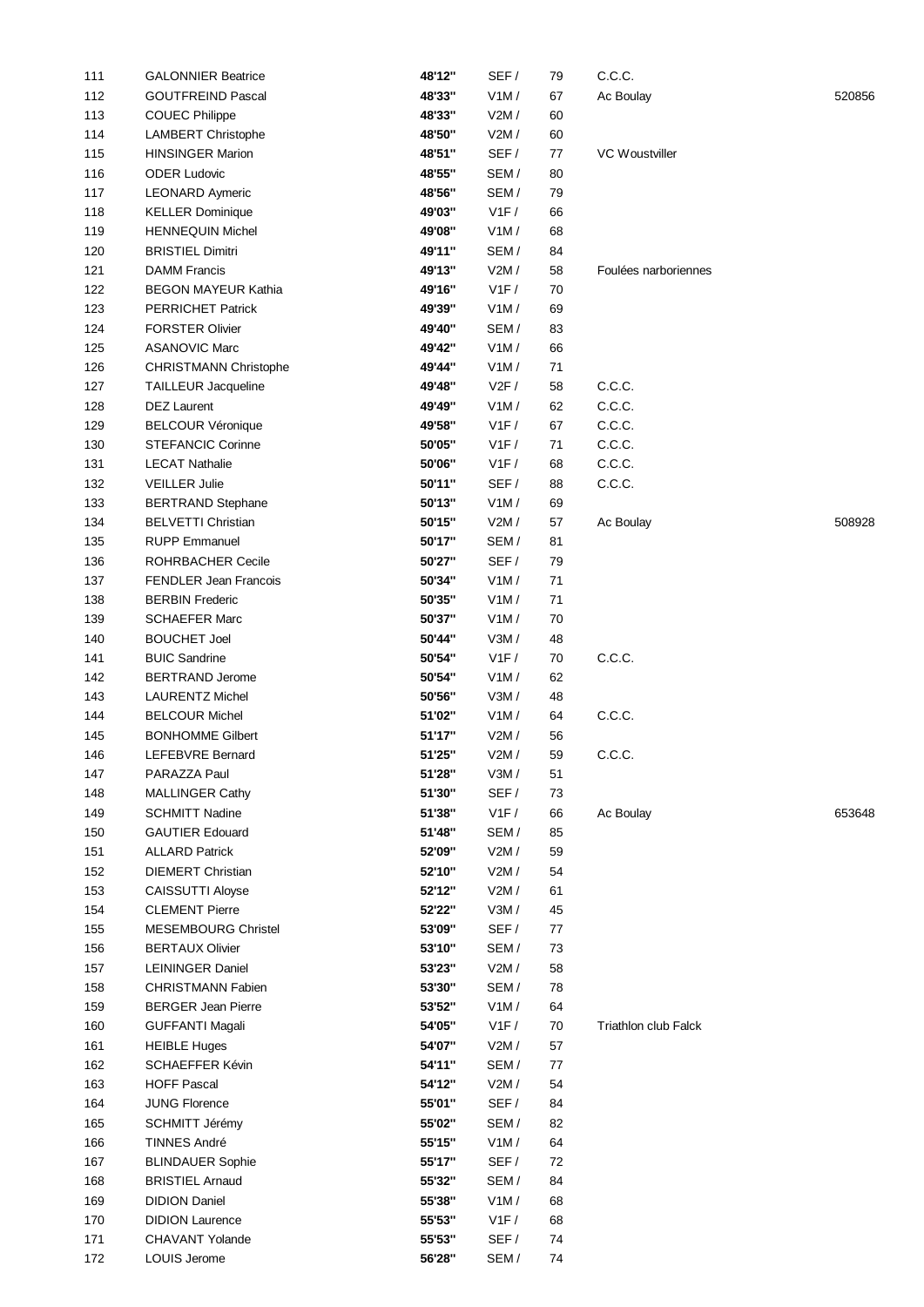| | | | | | | |
|---|---|---|---|---|---|---|
| 111 | GALONNIER Beatrice | 48'12'' | SEF / | 79 | C.C.C. | |
| 112 | GOUTFREIND Pascal | 48'33'' | V1M / | 67 | Ac Boulay | 520856 |
| 113 | COUEC Philippe | 48'33'' | V2M / | 60 | | |
| 114 | LAMBERT Christophe | 48'50'' | V2M / | 60 | | |
| 115 | HINSINGER Marion | 48'51'' | SEF / | 77 | VC Woustviller | |
| 116 | ODER Ludovic | 48'55'' | SEM / | 80 | | |
| 117 | LEONARD Aymeric | 48'56'' | SEM / | 79 | | |
| 118 | KELLER Dominique | 49'03'' | V1F / | 66 | | |
| 119 | HENNEQUIN Michel | 49'08'' | V1M / | 68 | | |
| 120 | BRISTIEL Dimitri | 49'11'' | SEM / | 84 | | |
| 121 | DAMM Francis | 49'13'' | V2M / | 58 | Foulées narboriennes | |
| 122 | BEGON MAYEUR Kathia | 49'16'' | V1F / | 70 | | |
| 123 | PERRICHET Patrick | 49'39'' | V1M / | 69 | | |
| 124 | FORSTER Olivier | 49'40'' | SEM / | 83 | | |
| 125 | ASANOVIC Marc | 49'42'' | V1M / | 66 | | |
| 126 | CHRISTMANN Christophe | 49'44'' | V1M / | 71 | | |
| 127 | TAILLEUR Jacqueline | 49'48'' | V2F / | 58 | C.C.C. | |
| 128 | DEZ Laurent | 49'49'' | V1M / | 62 | C.C.C. | |
| 129 | BELCOUR Véronique | 49'58'' | V1F / | 67 | C.C.C. | |
| 130 | STEFANCIC Corinne | 50'05'' | V1F / | 71 | C.C.C. | |
| 131 | LECAT Nathalie | 50'06'' | V1F / | 68 | C.C.C. | |
| 132 | VEILLER Julie | 50'11'' | SEF / | 88 | C.C.C. | |
| 133 | BERTRAND Stephane | 50'13'' | V1M / | 69 | | |
| 134 | BELVETTI Christian | 50'15'' | V2M / | 57 | Ac Boulay | 508928 |
| 135 | RUPP Emmanuel | 50'17'' | SEM / | 81 | | |
| 136 | ROHRBACHER Cecile | 50'27'' | SEF / | 79 | | |
| 137 | FENDLER Jean Francois | 50'34'' | V1M / | 71 | | |
| 138 | BERBIN Frederic | 50'35'' | V1M / | 71 | | |
| 139 | SCHAEFER Marc | 50'37'' | V1M / | 70 | | |
| 140 | BOUCHET Joel | 50'44'' | V3M / | 48 | | |
| 141 | BUIC Sandrine | 50'54'' | V1F / | 70 | C.C.C. | |
| 142 | BERTRAND Jerome | 50'54'' | V1M / | 62 | | |
| 143 | LAURENTZ Michel | 50'56'' | V3M / | 48 | | |
| 144 | BELCOUR Michel | 51'02'' | V1M / | 64 | C.C.C. | |
| 145 | BONHOMME Gilbert | 51'17'' | V2M / | 56 | | |
| 146 | LEFEBVRE Bernard | 51'25'' | V2M / | 59 | C.C.C. | |
| 147 | PARAZZA Paul | 51'28'' | V3M / | 51 | | |
| 148 | MALLINGER Cathy | 51'30'' | SEF / | 73 | | |
| 149 | SCHMITT Nadine | 51'38'' | V1F / | 66 | Ac Boulay | 653648 |
| 150 | GAUTIER Edouard | 51'48'' | SEM / | 85 | | |
| 151 | ALLARD Patrick | 52'09'' | V2M / | 59 | | |
| 152 | DIEMERT Christian | 52'10'' | V2M / | 54 | | |
| 153 | CAISSUTTI Aloyse | 52'12'' | V2M / | 61 | | |
| 154 | CLEMENT Pierre | 52'22'' | V3M / | 45 | | |
| 155 | MESEMBOURG Christel | 53'09'' | SEF / | 77 | | |
| 156 | BERTAUX Olivier | 53'10'' | SEM / | 73 | | |
| 157 | LEININGER Daniel | 53'23'' | V2M / | 58 | | |
| 158 | CHRISTMANN Fabien | 53'30'' | SEM / | 78 | | |
| 159 | BERGER Jean Pierre | 53'52'' | V1M / | 64 | | |
| 160 | GUFFANTI Magali | 54'05'' | V1F / | 70 | Triathlon club Falck | |
| 161 | HEIBLE Huges | 54'07'' | V2M / | 57 | | |
| 162 | SCHAEFFER Kévin | 54'11'' | SEM / | 77 | | |
| 163 | HOFF Pascal | 54'12'' | V2M / | 54 | | |
| 164 | JUNG Florence | 55'01'' | SEF / | 84 | | |
| 165 | SCHMITT Jérémy | 55'02'' | SEM / | 82 | | |
| 166 | TINNES André | 55'15'' | V1M / | 64 | | |
| 167 | BLINDAUER Sophie | 55'17'' | SEF / | 72 | | |
| 168 | BRISTIEL Arnaud | 55'32'' | SEM / | 84 | | |
| 169 | DIDION Daniel | 55'38'' | V1M / | 68 | | |
| 170 | DIDION Laurence | 55'53'' | V1F / | 68 | | |
| 171 | CHAVANT Yolande | 55'53'' | SEF / | 74 | | |
| 172 | LOUIS Jerome | 56'28'' | SEM / | 74 | | |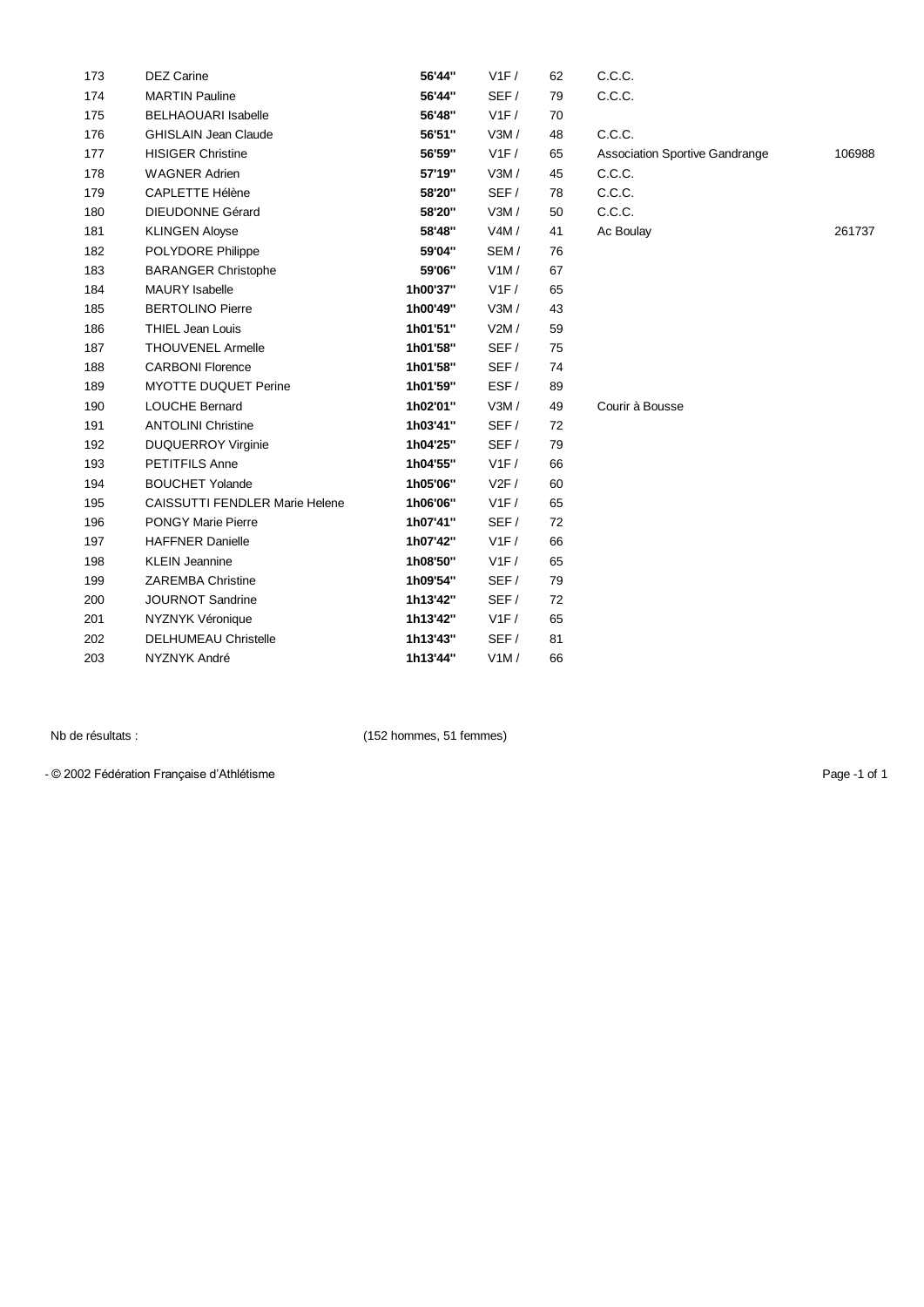| | | | | | | |
|---|---|---|---|---|---|---|
| 173 | DEZ Carine | **56'44''** | V1F / | 62 | C.C.C. | |
| 174 | MARTIN Pauline | **56'44''** | SEF / | 79 | C.C.C. | |
| 175 | BELHAOUARI Isabelle | **56'48''** | V1F / | 70 | | |
| 176 | GHISLAIN Jean Claude | **56'51''** | V3M / | 48 | C.C.C. | |
| 177 | HISIGER Christine | **56'59''** | V1F / | 65 | Association Sportive Gandrange | 106988 |
| 178 | WAGNER Adrien | **57'19''** | V3M / | 45 | C.C.C. | |
| 179 | CAPLETTE Hélène | **58'20''** | SEF / | 78 | C.C.C. | |
| 180 | DIEUDONNE Gérard | **58'20''** | V3M / | 50 | C.C.C. | |
| 181 | KLINGEN Aloyse | **58'48''** | V4M / | 41 | Ac Boulay | 261737 |
| 182 | POLYDORE Philippe | **59'04''** | SEM / | 76 | | |
| 183 | BARANGER Christophe | **59'06''** | V1M / | 67 | | |
| 184 | MAURY Isabelle | **1h00'37''** | V1F / | 65 | | |
| 185 | BERTOLINO Pierre | **1h00'49''** | V3M / | 43 | | |
| 186 | THIEL Jean Louis | **1h01'51''** | V2M / | 59 | | |
| 187 | THOUVENEL Armelle | **1h01'58''** | SEF / | 75 | | |
| 188 | CARBONI Florence | **1h01'58''** | SEF / | 74 | | |
| 189 | MYOTTE DUQUET Perine | **1h01'59''** | ESF / | 89 | | |
| 190 | LOUCHE Bernard | **1h02'01''** | V3M / | 49 | Courir à Bousse | |
| 191 | ANTOLINI Christine | **1h03'41''** | SEF / | 72 | | |
| 192 | DUQUERROY Virginie | **1h04'25''** | SEF / | 79 | | |
| 193 | PETITFILS Anne | **1h04'55''** | V1F / | 66 | | |
| 194 | BOUCHET Yolande | **1h05'06''** | V2F / | 60 | | |
| 195 | CAISSUTTI FENDLER Marie Helene | **1h06'06''** | V1F / | 65 | | |
| 196 | PONGY Marie Pierre | **1h07'41''** | SEF / | 72 | | |
| 197 | HAFFNER Danielle | **1h07'42''** | V1F / | 66 | | |
| 198 | KLEIN Jeannine | **1h08'50''** | V1F / | 65 | | |
| 199 | ZAREMBA Christine | **1h09'54''** | SEF / | 79 | | |
| 200 | JOURNOT Sandrine | **1h13'42''** | SEF / | 72 | | |
| 201 | NYZNYK Véronique | **1h13'42''** | V1F / | 65 | | |
| 202 | DELHUMEAU Christelle | **1h13'43''** | SEF / | 81 | | |
| 203 | NYZNYK André | **1h13'44''** | V1M / | 66 | | |

Nb de résultats : (152 hommes, 51 femmes)

- © 2002 Fédération Française d'Athlétisme